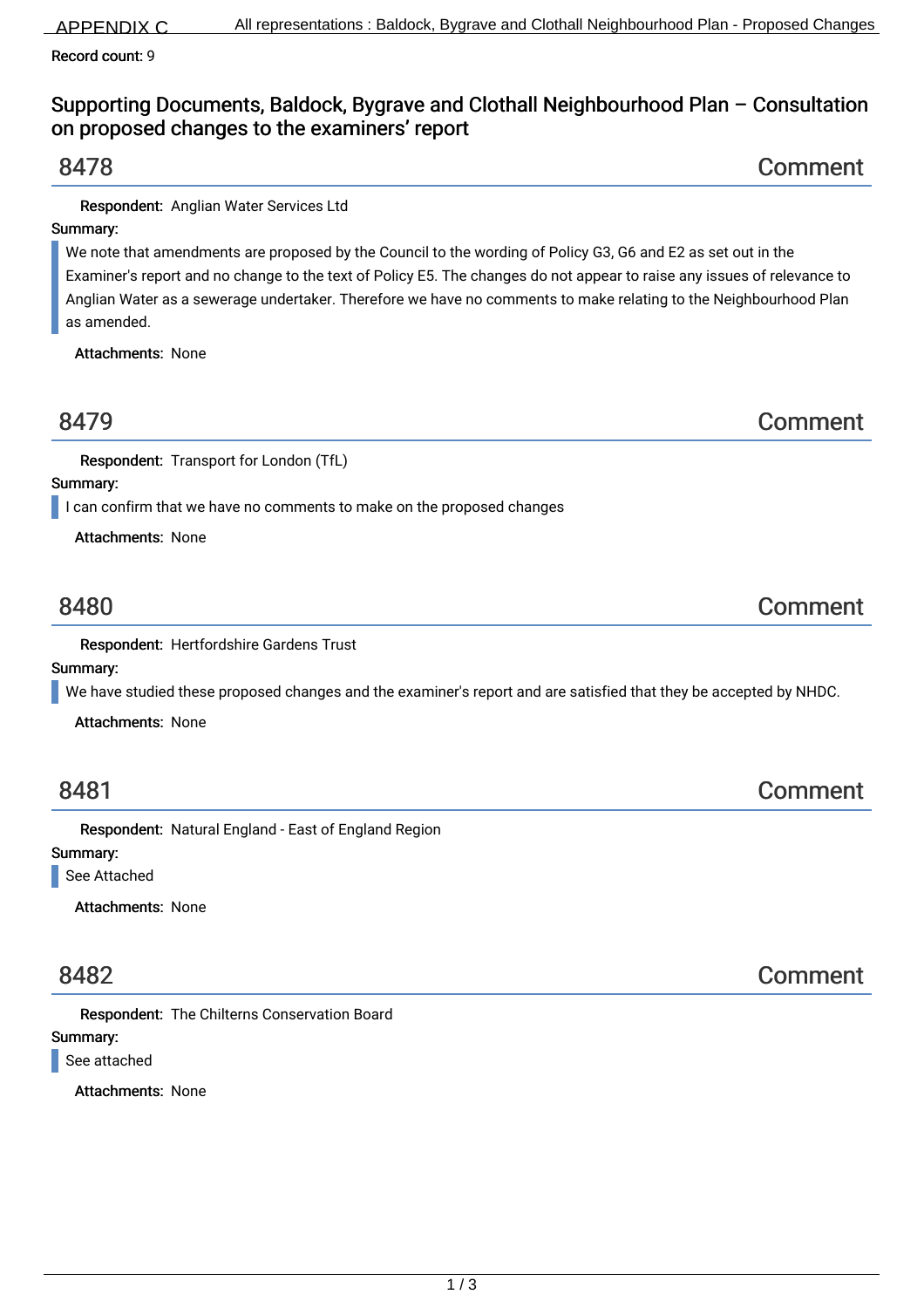Record count: 9

## Supporting Documents, Baldock, Bygrave and Clothall Neighbourhood Plan – Consultation on proposed changes to the examiners' report

### 8478 — Comment

**Respondent:** Anglian Water Services Ltd

**Summary:**

We note that amendments are proposed by the Council to the wording of Policy G3, G6 and E2 as set out in the Examiner's report and no change to the text of Policy E5. The changes do not appear to raise any issues of relevance to Anglian Water as a sewerage undertaker. Therefore we have no comments to make relating to the Neighbourhood Plan as amended.

**Attachments:** None

### 8479 — Comment

**Respondent:** Transport for London (TfL)

**Summary:**

I can confirm that we have no comments to make on the proposed changes

**Attachments:** None

### 8480 — Comment

**Respondent:** Hertfordshire Gardens Trust

**Summary:**

We have studied these proposed changes and the examiner's report and are satisfied that they be accepted by NHDC.

**Attachments:** None

### 8481 — Comment

**Respondent:** Natural England - East of England Region

**Summary:**

See Attached

**Attachments:** None

### 8482 — Comment

**Respondent:** The Chilterns Conservation Board

**Summary:**

See attached

**Attachments:** None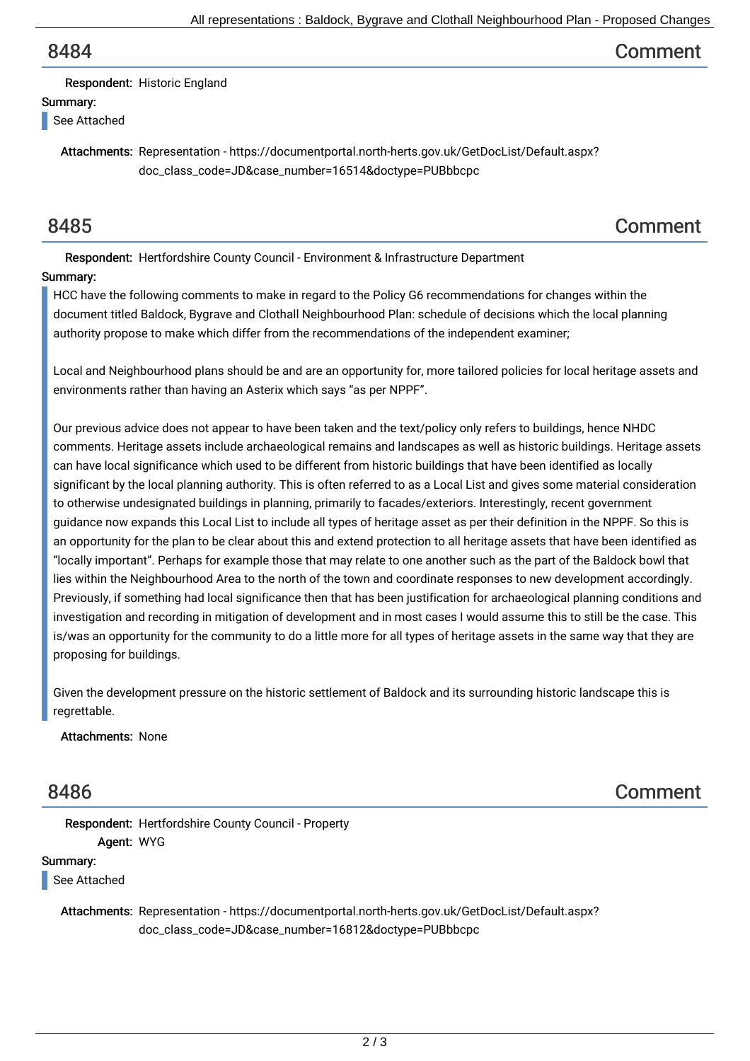## 8484 Comment

**Respondent:** Historic England

**Summary:**

See Attached

**Attachments:** Representation - https://documentportal.north-herts.gov.uk/GetDocList/Default.aspx?doc_class_code=JD&case_number=16514&doctype=PUBbbcpc

## 8485 Comment

**Respondent:** Hertfordshire County Council - Environment & Infrastructure Department

**Summary:**

HCC have the following comments to make in regard to the Policy G6 recommendations for changes within the document titled Baldock, Bygrave and Clothall Neighbourhood Plan: schedule of decisions which the local planning authority propose to make which differ from the recommendations of the independent examiner;

Local and Neighbourhood plans should be and are an opportunity for, more tailored policies for local heritage assets and environments rather than having an Asterix which says "as per NPPF".

Our previous advice does not appear to have been taken and the text/policy only refers to buildings, hence NHDC comments. Heritage assets include archaeological remains and landscapes as well as historic buildings. Heritage assets can have local significance which used to be different from historic buildings that have been identified as locally significant by the local planning authority. This is often referred to as a Local List and gives some material consideration to otherwise undesignated buildings in planning, primarily to facades/exteriors. Interestingly, recent government guidance now expands this Local List to include all types of heritage asset as per their definition in the NPPF. So this is an opportunity for the plan to be clear about this and extend protection to all heritage assets that have been identified as "locally important". Perhaps for example those that may relate to one another such as the part of the Baldock bowl that lies within the Neighbourhood Area to the north of the town and coordinate responses to new development accordingly. Previously, if something had local significance then that has been justification for archaeological planning conditions and investigation and recording in mitigation of development and in most cases I would assume this to still be the case. This is/was an opportunity for the community to do a little more for all types of heritage assets in the same way that they are proposing for buildings.

Given the development pressure on the historic settlement of Baldock and its surrounding historic landscape this is regrettable.

**Attachments:** None

## 8486 Comment

**Respondent:** Hertfordshire County Council - Property

**Agent:** WYG

**Summary:**

See Attached

**Attachments:** Representation - https://documentportal.north-herts.gov.uk/GetDocList/Default.aspx?doc_class_code=JD&case_number=16812&doctype=PUBbbcpc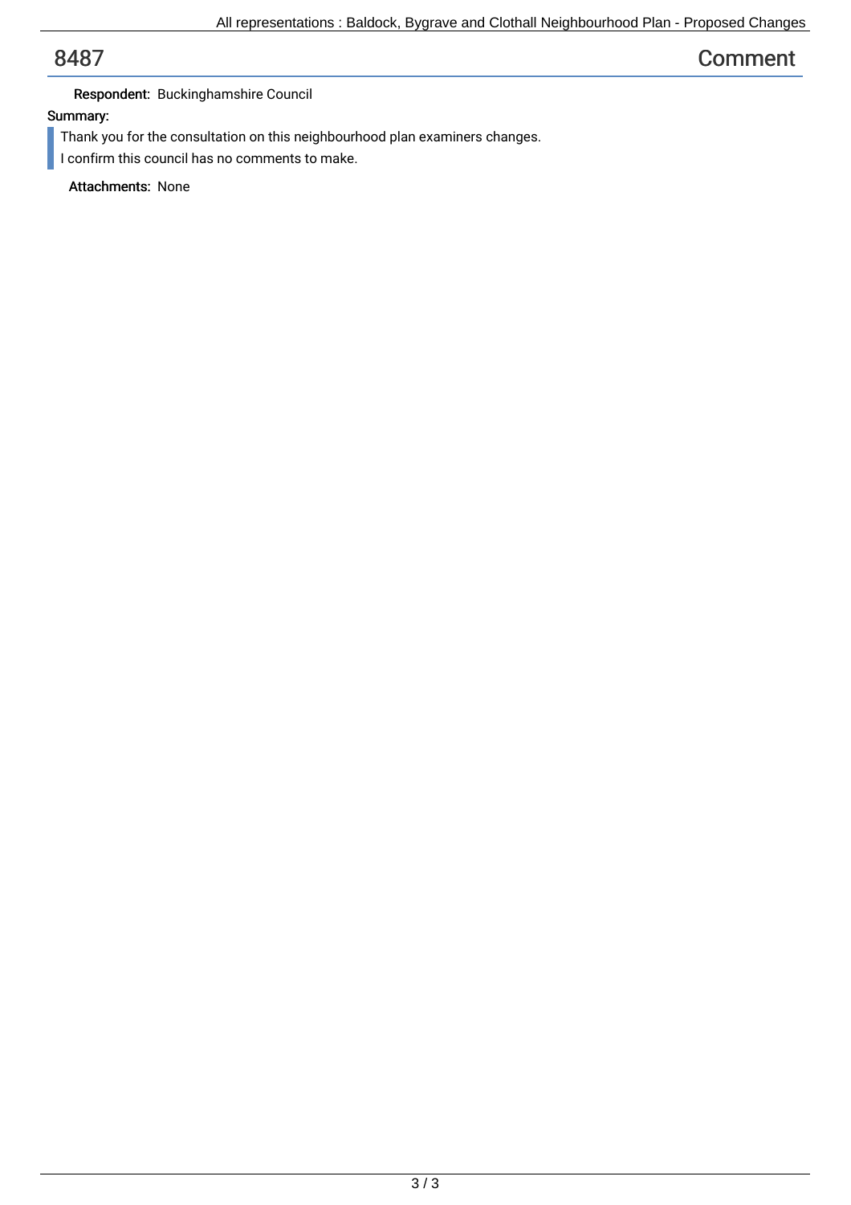# 8487 Comment

**Respondent:** Buckinghamshire Council

**Summary:**

> Thank you for the consultation on this neighbourhood plan examiners changes.
> I confirm this council has no comments to make.

**Attachments:** None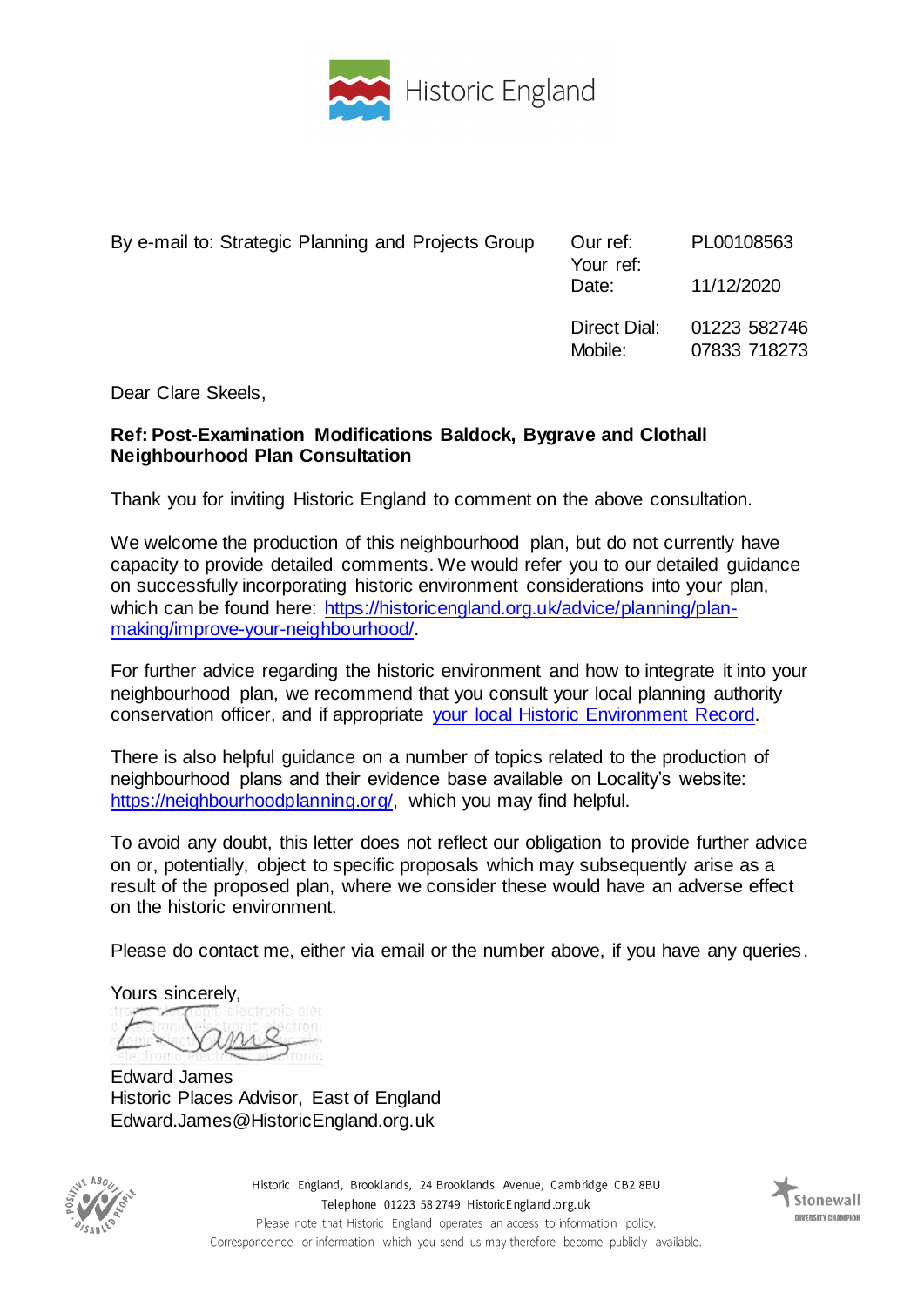Historic England

By e-mail to: Strategic Planning and Projects Group

| | |
|---|---|
| Our ref: | PL00108563 |
| Your ref: | |
| Date: | 11/12/2020 |
| Direct Dial: | 01223 582746 |
| Mobile: | 07833 718273 |

Dear Clare Skeels,

**Ref: Post-Examination Modifications Baldock, Bygrave and Clothall Neighbourhood Plan Consultation**

Thank you for inviting Historic England to comment on the above consultation.

We welcome the production of this neighbourhood plan, but do not currently have capacity to provide detailed comments. We would refer you to our detailed guidance on successfully incorporating historic environment considerations into your plan, which can be found here: https://historicengland.org.uk/advice/planning/plan-making/improve-your-neighbourhood/.

For further advice regarding the historic environment and how to integrate it into your neighbourhood plan, we recommend that you consult your local planning authority conservation officer, and if appropriate your local Historic Environment Record.

There is also helpful guidance on a number of topics related to the production of neighbourhood plans and their evidence base available on Locality's website: https://neighbourhoodplanning.org/, which you may find helpful.

To avoid any doubt, this letter does not reflect our obligation to provide further advice on or, potentially, object to specific proposals which may subsequently arise as a result of the proposed plan, where we consider these would have an adverse effect on the historic environment.

Please do contact me, either via email or the number above, if you have any queries.

Yours sincerely,

Edward James
Historic Places Advisor, East of England
Edward.James@HistoricEngland.org.uk

Historic England, Brooklands, 24 Brooklands Avenue, Cambridge CB2 8BU
Telephone 01223 58 2749 HistoricEngland.org.uk
Please note that Historic England operates an access to information policy.
Correspondence or information which you send us may therefore become publicly available.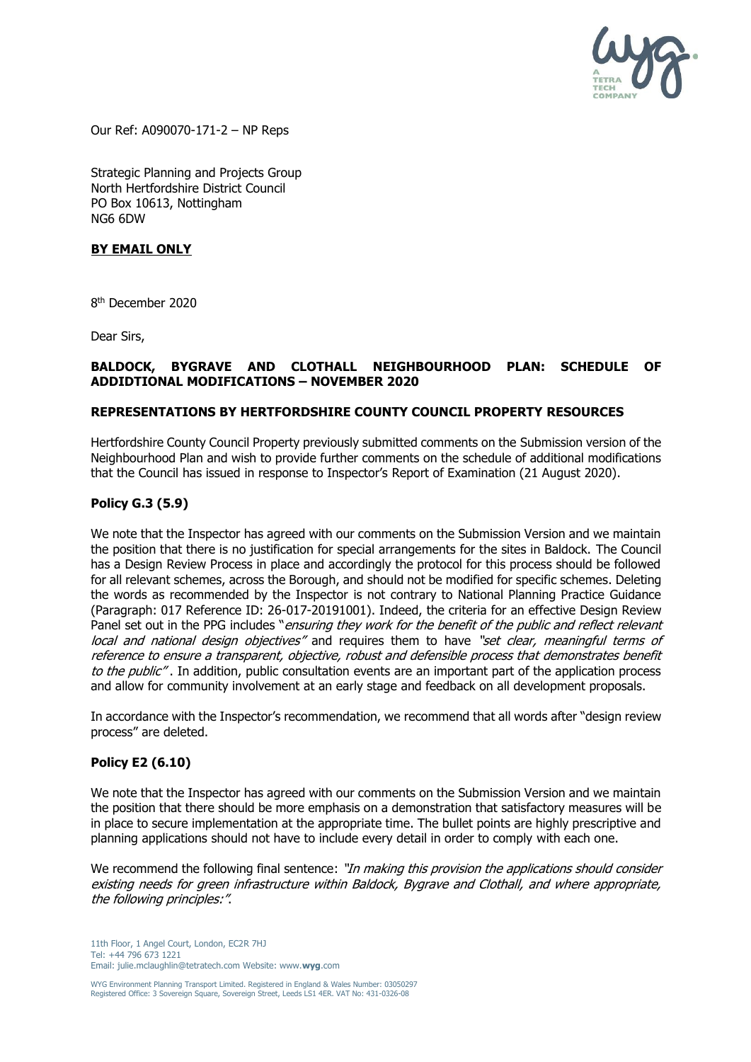Our Ref: A090070-171-2 – NP Reps

Strategic Planning and Projects Group
North Hertfordshire District Council
PO Box 10613, Nottingham
NG6 6DW

**BY EMAIL ONLY**

8th December 2020

Dear Sirs,

**BALDOCK, BYGRAVE AND CLOTHALL NEIGHBOURHOOD PLAN: SCHEDULE OF ADDIDTIONAL MODIFICATIONS – NOVEMBER 2020**

**REPRESENTATIONS BY HERTFORDSHIRE COUNTY COUNCIL PROPERTY RESOURCES**

Hertfordshire County Council Property previously submitted comments on the Submission version of the Neighbourhood Plan and wish to provide further comments on the schedule of additional modifications that the Council has issued in response to Inspector's Report of Examination (21 August 2020).

**Policy G.3 (5.9)**

We note that the Inspector has agreed with our comments on the Submission Version and we maintain the position that there is no justification for special arrangements for the sites in Baldock. The Council has a Design Review Process in place and accordingly the protocol for this process should be followed for all relevant schemes, across the Borough, and should not be modified for specific schemes. Deleting the words as recommended by the Inspector is not contrary to National Planning Practice Guidance (Paragraph: 017 Reference ID: 26-017-20191001). Indeed, the criteria for an effective Design Review Panel set out in the PPG includes "*ensuring they work for the benefit of the public and reflect relevant local and national design objectives*" and requires them to have *"set clear, meaningful terms of reference to ensure a transparent, objective, robust and defensible process that demonstrates benefit to the public"*. In addition, public consultation events are an important part of the application process and allow for community involvement at an early stage and feedback on all development proposals.

In accordance with the Inspector's recommendation, we recommend that all words after "design review process" are deleted.

**Policy E2 (6.10)**

We note that the Inspector has agreed with our comments on the Submission Version and we maintain the position that there should be more emphasis on a demonstration that satisfactory measures will be in place to secure implementation at the appropriate time. The bullet points are highly prescriptive and planning applications should not have to include every detail in order to comply with each one.

We recommend the following final sentence: *"In making this provision the applications should consider existing needs for green infrastructure within Baldock, Bygrave and Clothall, and where appropriate, the following principles:"*.

11th Floor, 1 Angel Court, London, EC2R 7HJ
Tel: +44 796 673 1221
Email: julie.mclaughlin@tetratech.com Website: www.wyg.com

WYG Environment Planning Transport Limited. Registered in England & Wales Number: 03050297
Registered Office: 3 Sovereign Square, Sovereign Street, Leeds LS1 4ER. VAT No: 431-0326-08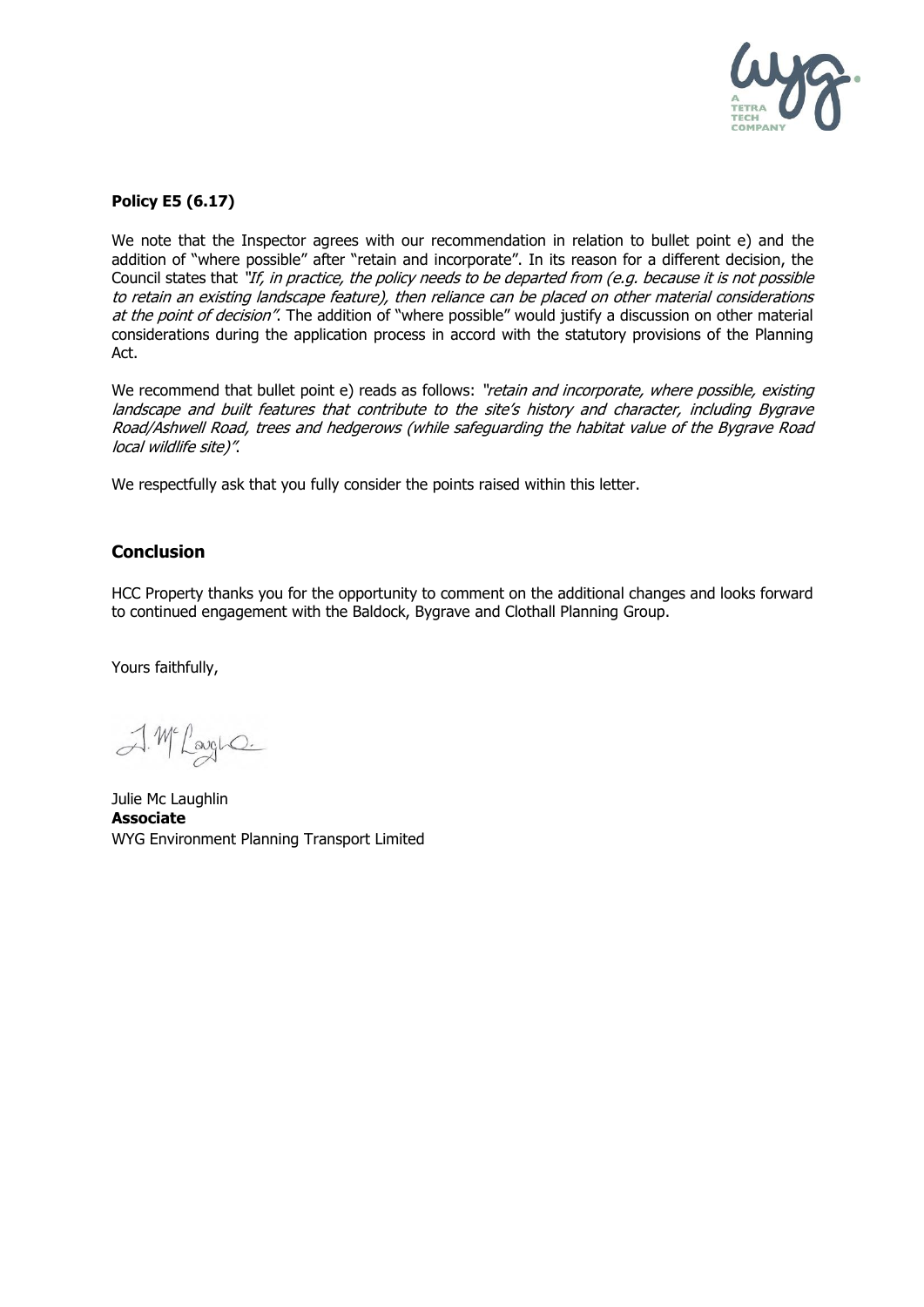**Policy E5 (6.17)**

We note that the Inspector agrees with our recommendation in relation to bullet point e) and the addition of "where possible" after "retain and incorporate". In its reason for a different decision, the Council states that *"If, in practice, the policy needs to be departed from (e.g. because it is not possible to retain an existing landscape feature), then reliance can be placed on other material considerations at the point of decision"*. The addition of "where possible" would justify a discussion on other material considerations during the application process in accord with the statutory provisions of the Planning Act.

We recommend that bullet point e) reads as follows: *"retain and incorporate, where possible, existing landscape and built features that contribute to the site's history and character, including Bygrave Road/Ashwell Road, trees and hedgerows (while safeguarding the habitat value of the Bygrave Road local wildlife site)"*.

We respectfully ask that you fully consider the points raised within this letter.

## Conclusion

HCC Property thanks you for the opportunity to comment on the additional changes and looks forward to continued engagement with the Baldock, Bygrave and Clothall Planning Group.

Yours faithfully,

Julie Mc Laughlin
**Associate**
WYG Environment Planning Transport Limited